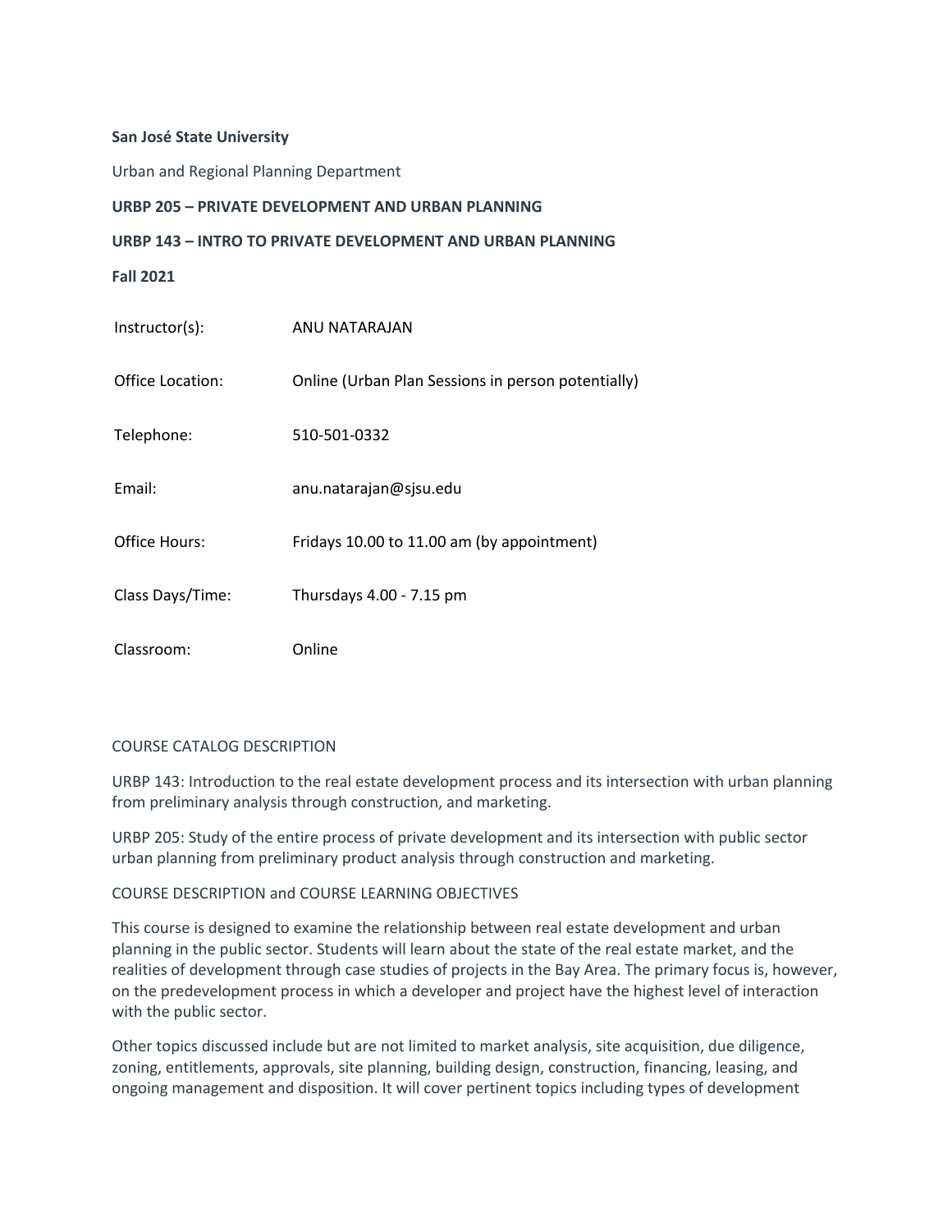**San José State University**

Urban and Regional Planning Department

**URBP 205 – PRIVATE DEVELOPMENT AND URBAN PLANNING**

**URBP 143 – INTRO TO PRIVATE DEVELOPMENT AND URBAN PLANNING**

**Fall 2021**

| | |
|---|---|
| Instructor(s): | ANU NATARAJAN |
| Office Location: | Online (Urban Plan Sessions in person potentially) |
| Telephone: | 510-501-0332 |
| Email: | anu.natarajan@sjsu.edu |
| Office Hours: | Fridays 10.00 to 11.00 am (by appointment) |
| Class Days/Time: | Thursdays 4.00 - 7.15 pm |
| Classroom: | Online |

## COURSE CATALOG DESCRIPTION

URBP 143: Introduction to the real estate development process and its intersection with urban planning from preliminary analysis through construction, and marketing.

URBP 205: Study of the entire process of private development and its intersection with public sector urban planning from preliminary product analysis through construction and marketing.

## COURSE DESCRIPTION and COURSE LEARNING OBJECTIVES

This course is designed to examine the relationship between real estate development and urban planning in the public sector. Students will learn about the state of the real estate market, and the realities of development through case studies of projects in the Bay Area. The primary focus is, however, on the predevelopment process in which a developer and project have the highest level of interaction with the public sector.

Other topics discussed include but are not limited to market analysis, site acquisition, due diligence, zoning, entitlements, approvals, site planning, building design, construction, financing, leasing, and ongoing management and disposition. It will cover pertinent topics including types of development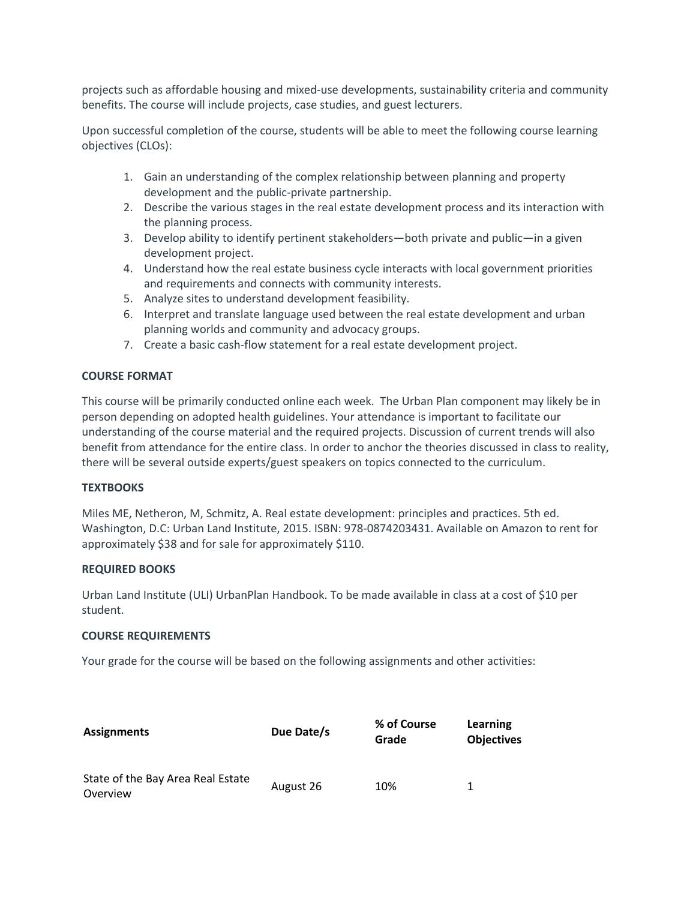projects such as affordable housing and mixed-use developments, sustainability criteria and community benefits. The course will include projects, case studies, and guest lecturers.

Upon successful completion of the course, students will be able to meet the following course learning objectives (CLOs):

1. Gain an understanding of the complex relationship between planning and property development and the public-private partnership.
2. Describe the various stages in the real estate development process and its interaction with the planning process.
3. Develop ability to identify pertinent stakeholders—both private and public—in a given development project.
4. Understand how the real estate business cycle interacts with local government priorities and requirements and connects with community interests.
5. Analyze sites to understand development feasibility.
6. Interpret and translate language used between the real estate development and urban planning worlds and community and advocacy groups.
7. Create a basic cash-flow statement for a real estate development project.

**COURSE FORMAT**

This course will be primarily conducted online each week. The Urban Plan component may likely be in person depending on adopted health guidelines. Your attendance is important to facilitate our understanding of the course material and the required projects. Discussion of current trends will also benefit from attendance for the entire class. In order to anchor the theories discussed in class to reality, there will be several outside experts/guest speakers on topics connected to the curriculum.

**TEXTBOOKS**

Miles ME, Netheron, M, Schmitz, A. Real estate development: principles and practices. 5th ed. Washington, D.C: Urban Land Institute, 2015. ISBN: 978-0874203431. Available on Amazon to rent for approximately $38 and for sale for approximately $110.

**REQUIRED BOOKS**

Urban Land Institute (ULI) UrbanPlan Handbook. To be made available in class at a cost of $10 per student.

**COURSE REQUIREMENTS**

Your grade for the course will be based on the following assignments and other activities:

| Assignments | Due Date/s | % of Course Grade | Learning Objectives |
|---|---|---|---|
| State of the Bay Area Real Estate Overview | August 26 | 10% | 1 |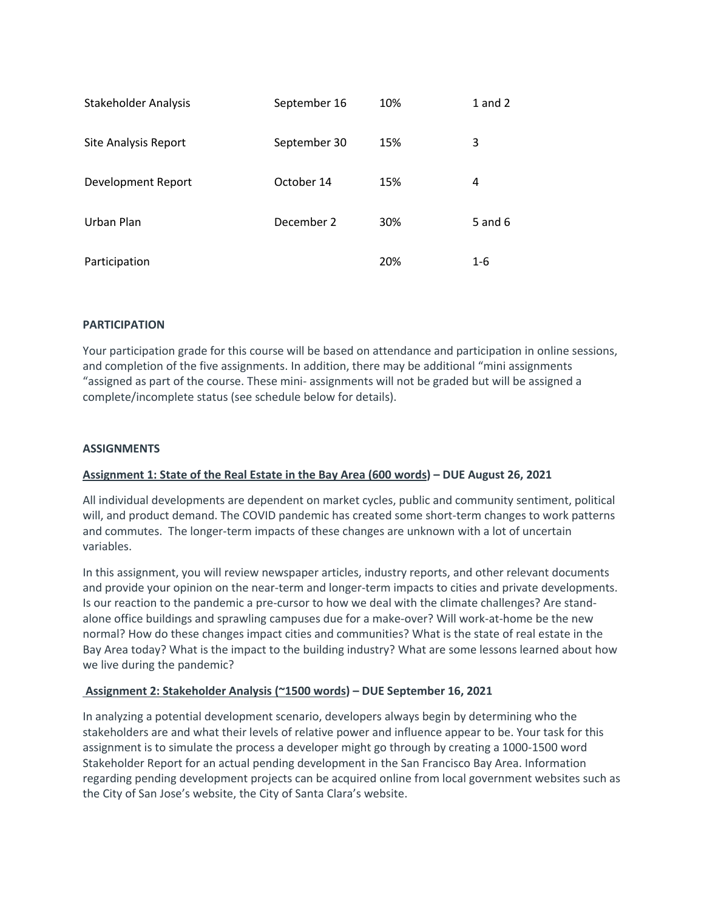| | | | |
|---|---|---|---|
| Stakeholder Analysis | September 16 | 10% | 1 and 2 |
| Site Analysis Report | September 30 | 15% | 3 |
| Development Report | October 14 | 15% | 4 |
| Urban Plan | December 2 | 30% | 5 and 6 |
| Participation | | 20% | 1-6 |

**PARTICIPATION**

Your participation grade for this course will be based on attendance and participation in online sessions, and completion of the five assignments. In addition, there may be additional "mini assignments "assigned as part of the course. These mini- assignments will not be graded but will be assigned a complete/incomplete status (see schedule below for details).

**ASSIGNMENTS**

**Assignment 1: State of the Real Estate in the Bay Area (600 words) – DUE August 26, 2021**

All individual developments are dependent on market cycles, public and community sentiment, political will, and product demand. The COVID pandemic has created some short-term changes to work patterns and commutes. The longer-term impacts of these changes are unknown with a lot of uncertain variables.

In this assignment, you will review newspaper articles, industry reports, and other relevant documents and provide your opinion on the near-term and longer-term impacts to cities and private developments. Is our reaction to the pandemic a pre-cursor to how we deal with the climate challenges? Are stand-alone office buildings and sprawling campuses due for a make-over? Will work-at-home be the new normal? How do these changes impact cities and communities? What is the state of real estate in the Bay Area today? What is the impact to the building industry? What are some lessons learned about how we live during the pandemic?

**Assignment 2: Stakeholder Analysis (~1500 words) – DUE September 16, 2021**

In analyzing a potential development scenario, developers always begin by determining who the stakeholders are and what their levels of relative power and influence appear to be. Your task for this assignment is to simulate the process a developer might go through by creating a 1000-1500 word Stakeholder Report for an actual pending development in the San Francisco Bay Area. Information regarding pending development projects can be acquired online from local government websites such as the City of San Jose's website, the City of Santa Clara's website.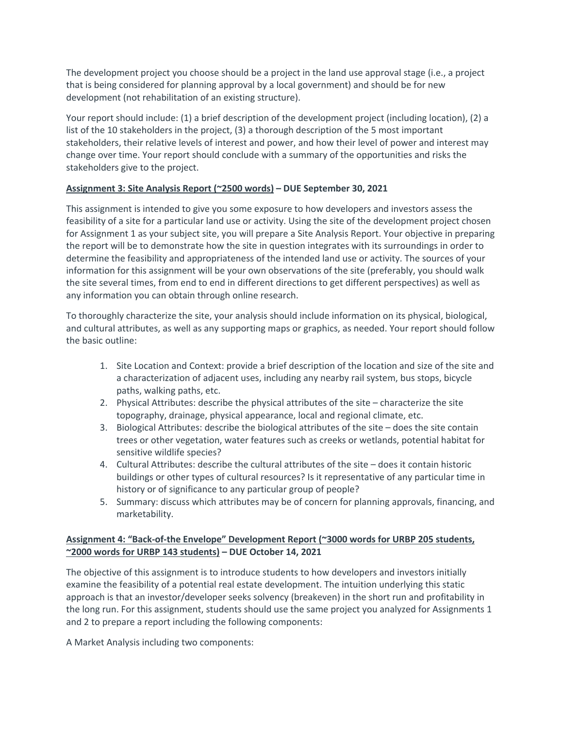The development project you choose should be a project in the land use approval stage (i.e., a project that is being considered for planning approval by a local government) and should be for new development (not rehabilitation of an existing structure).

Your report should include: (1) a brief description of the development project (including location), (2) a list of the 10 stakeholders in the project, (3) a thorough description of the 5 most important stakeholders, their relative levels of interest and power, and how their level of power and interest may change over time. Your report should conclude with a summary of the opportunities and risks the stakeholders give to the project.

**<u>Assignment 3: Site Analysis Report (~2500 words)</u> – DUE September 30, 2021**

This assignment is intended to give you some exposure to how developers and investors assess the feasibility of a site for a particular land use or activity. Using the site of the development project chosen for Assignment 1 as your subject site, you will prepare a Site Analysis Report. Your objective in preparing the report will be to demonstrate how the site in question integrates with its surroundings in order to determine the feasibility and appropriateness of the intended land use or activity. The sources of your information for this assignment will be your own observations of the site (preferably, you should walk the site several times, from end to end in different directions to get different perspectives) as well as any information you can obtain through online research.

To thoroughly characterize the site, your analysis should include information on its physical, biological, and cultural attributes, as well as any supporting maps or graphics, as needed. Your report should follow the basic outline:

1. Site Location and Context: provide a brief description of the location and size of the site and a characterization of adjacent uses, including any nearby rail system, bus stops, bicycle paths, walking paths, etc.
2. Physical Attributes: describe the physical attributes of the site – characterize the site topography, drainage, physical appearance, local and regional climate, etc.
3. Biological Attributes: describe the biological attributes of the site – does the site contain trees or other vegetation, water features such as creeks or wetlands, potential habitat for sensitive wildlife species?
4. Cultural Attributes: describe the cultural attributes of the site – does it contain historic buildings or other types of cultural resources? Is it representative of any particular time in history or of significance to any particular group of people?
5. Summary: discuss which attributes may be of concern for planning approvals, financing, and marketability.

**<u>Assignment 4: "Back-of-the Envelope" Development Report (~3000 words for URBP 205 students, ~2000 words for URBP 143 students)</u> – DUE October 14, 2021**

The objective of this assignment is to introduce students to how developers and investors initially examine the feasibility of a potential real estate development. The intuition underlying this static approach is that an investor/developer seeks solvency (breakeven) in the short run and profitability in the long run. For this assignment, students should use the same project you analyzed for Assignments 1 and 2 to prepare a report including the following components:

A Market Analysis including two components: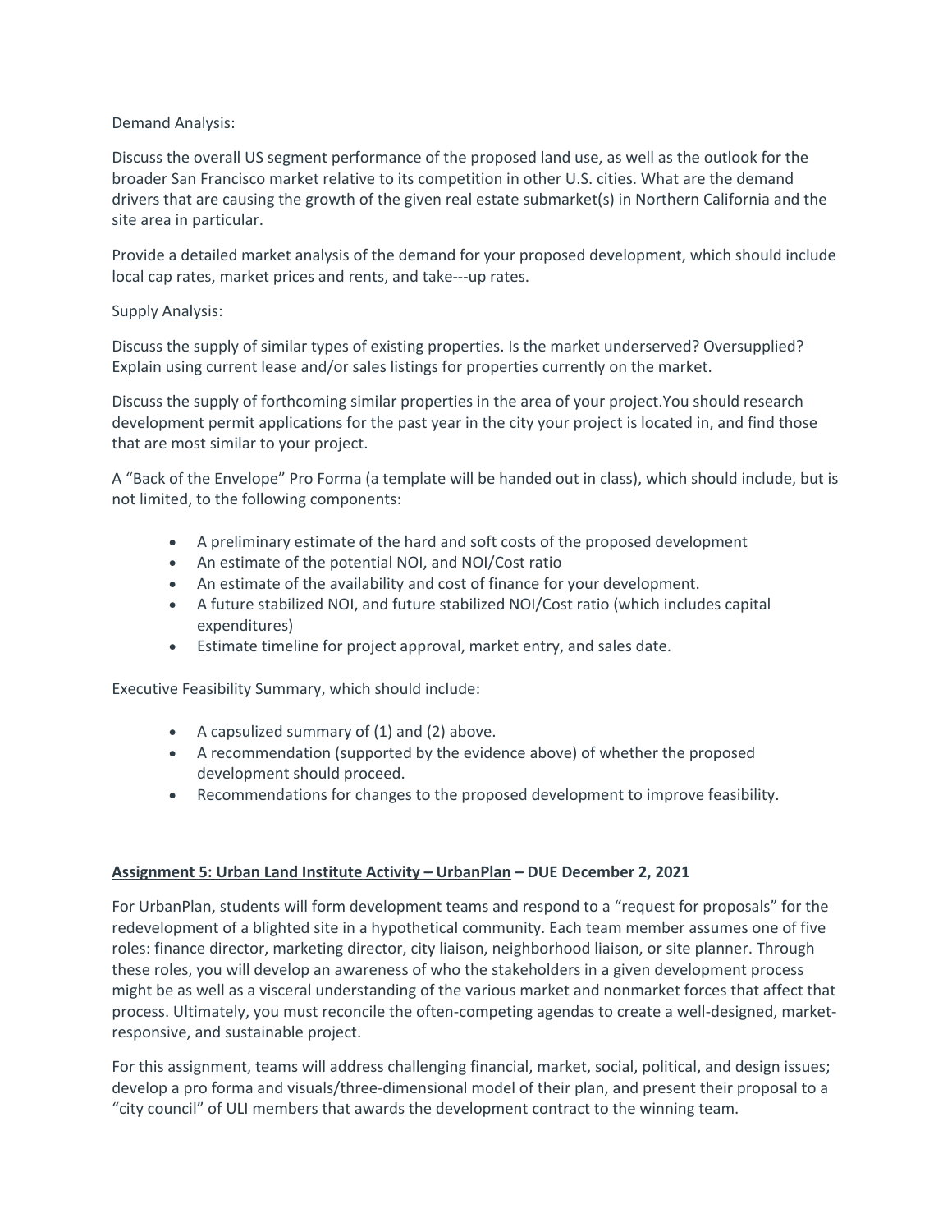<u>Demand Analysis:</u>

Discuss the overall US segment performance of the proposed land use, as well as the outlook for the broader San Francisco market relative to its competition in other U.S. cities. What are the demand drivers that are causing the growth of the given real estate submarket(s) in Northern California and the site area in particular.

Provide a detailed market analysis of the demand for your proposed development, which should include local cap rates, market prices and rents, and take---up rates.

<u>Supply Analysis:</u>

Discuss the supply of similar types of existing properties. Is the market underserved? Oversupplied? Explain using current lease and/or sales listings for properties currently on the market.

Discuss the supply of forthcoming similar properties in the area of your project.You should research development permit applications for the past year in the city your project is located in, and find those that are most similar to your project.

A "Back of the Envelope" Pro Forma (a template will be handed out in class), which should include, but is not limited, to the following components:

- A preliminary estimate of the hard and soft costs of the proposed development
- An estimate of the potential NOI, and NOI/Cost ratio
- An estimate of the availability and cost of finance for your development.
- A future stabilized NOI, and future stabilized NOI/Cost ratio (which includes capital expenditures)
- Estimate timeline for project approval, market entry, and sales date.

Executive Feasibility Summary, which should include:

- A capsulized summary of (1) and (2) above.
- A recommendation (supported by the evidence above) of whether the proposed development should proceed.
- Recommendations for changes to the proposed development to improve feasibility.

**<u>Assignment 5: Urban Land Institute Activity – UrbanPlan</u> – DUE December 2, 2021**

For UrbanPlan, students will form development teams and respond to a "request for proposals" for the redevelopment of a blighted site in a hypothetical community. Each team member assumes one of five roles: finance director, marketing director, city liaison, neighborhood liaison, or site planner. Through these roles, you will develop an awareness of who the stakeholders in a given development process might be as well as a visceral understanding of the various market and nonmarket forces that affect that process. Ultimately, you must reconcile the often-competing agendas to create a well-designed, market-responsive, and sustainable project.

For this assignment, teams will address challenging financial, market, social, political, and design issues; develop a pro forma and visuals/three-dimensional model of their plan, and present their proposal to a "city council" of ULI members that awards the development contract to the winning team.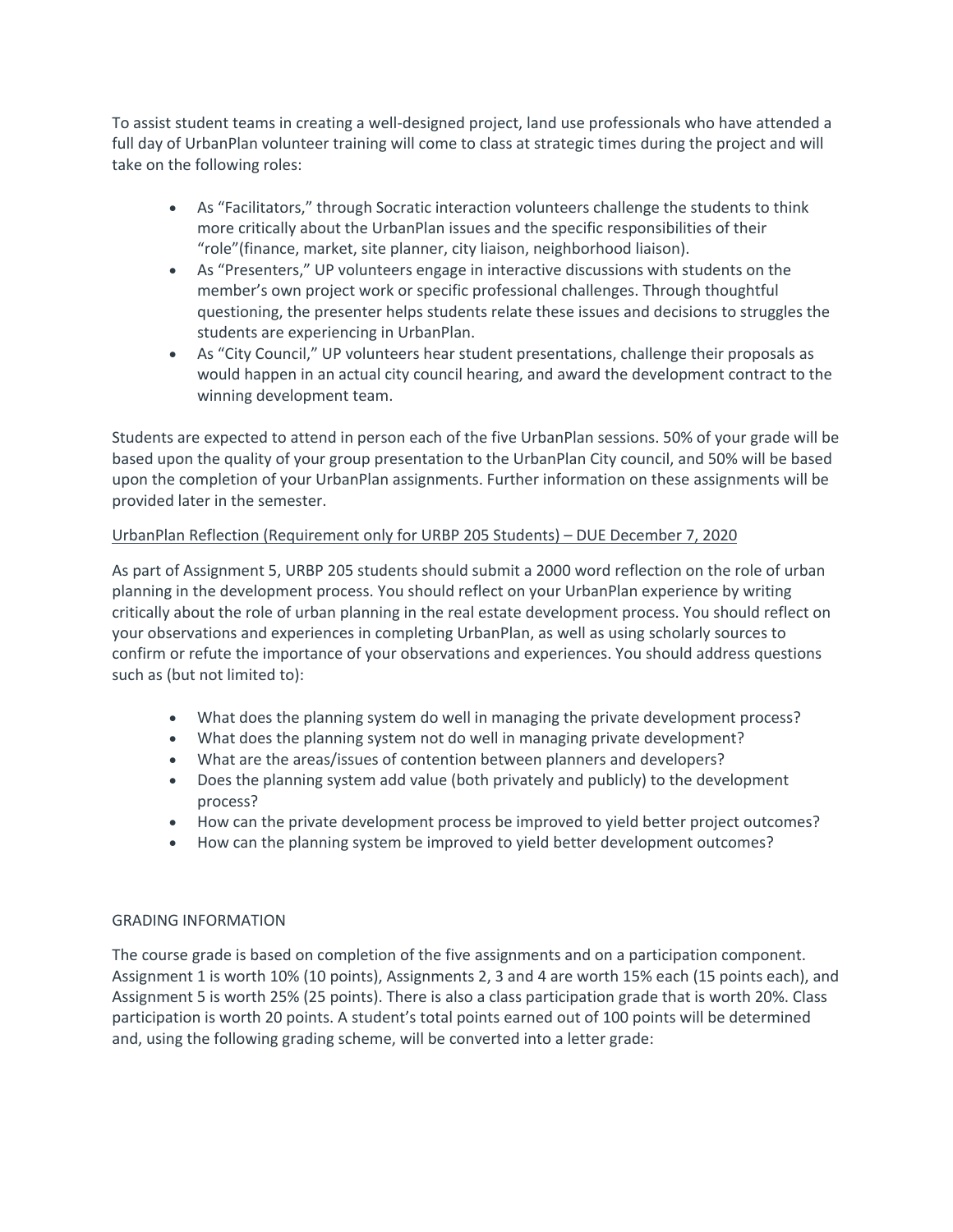To assist student teams in creating a well-designed project, land use professionals who have attended a full day of UrbanPlan volunteer training will come to class at strategic times during the project and will take on the following roles:

- As "Facilitators," through Socratic interaction volunteers challenge the students to think more critically about the UrbanPlan issues and the specific responsibilities of their "role"(finance, market, site planner, city liaison, neighborhood liaison).
- As "Presenters," UP volunteers engage in interactive discussions with students on the member's own project work or specific professional challenges. Through thoughtful questioning, the presenter helps students relate these issues and decisions to struggles the students are experiencing in UrbanPlan.
- As "City Council," UP volunteers hear student presentations, challenge their proposals as would happen in an actual city council hearing, and award the development contract to the winning development team.

Students are expected to attend in person each of the five UrbanPlan sessions. 50% of your grade will be based upon the quality of your group presentation to the UrbanPlan City council, and 50% will be based upon the completion of your UrbanPlan assignments. Further information on these assignments will be provided later in the semester.

<u>UrbanPlan Reflection (Requirement only for URBP 205 Students) – DUE December 7, 2020</u>

As part of Assignment 5, URBP 205 students should submit a 2000 word reflection on the role of urban planning in the development process. You should reflect on your UrbanPlan experience by writing critically about the role of urban planning in the real estate development process. You should reflect on your observations and experiences in completing UrbanPlan, as well as using scholarly sources to confirm or refute the importance of your observations and experiences. You should address questions such as (but not limited to):

- What does the planning system do well in managing the private development process?
- What does the planning system not do well in managing private development?
- What are the areas/issues of contention between planners and developers?
- Does the planning system add value (both privately and publicly) to the development process?
- How can the private development process be improved to yield better project outcomes?
- How can the planning system be improved to yield better development outcomes?

GRADING INFORMATION

The course grade is based on completion of the five assignments and on a participation component. Assignment 1 is worth 10% (10 points), Assignments 2, 3 and 4 are worth 15% each (15 points each), and Assignment 5 is worth 25% (25 points). There is also a class participation grade that is worth 20%. Class participation is worth 20 points. A student's total points earned out of 100 points will be determined and, using the following grading scheme, will be converted into a letter grade: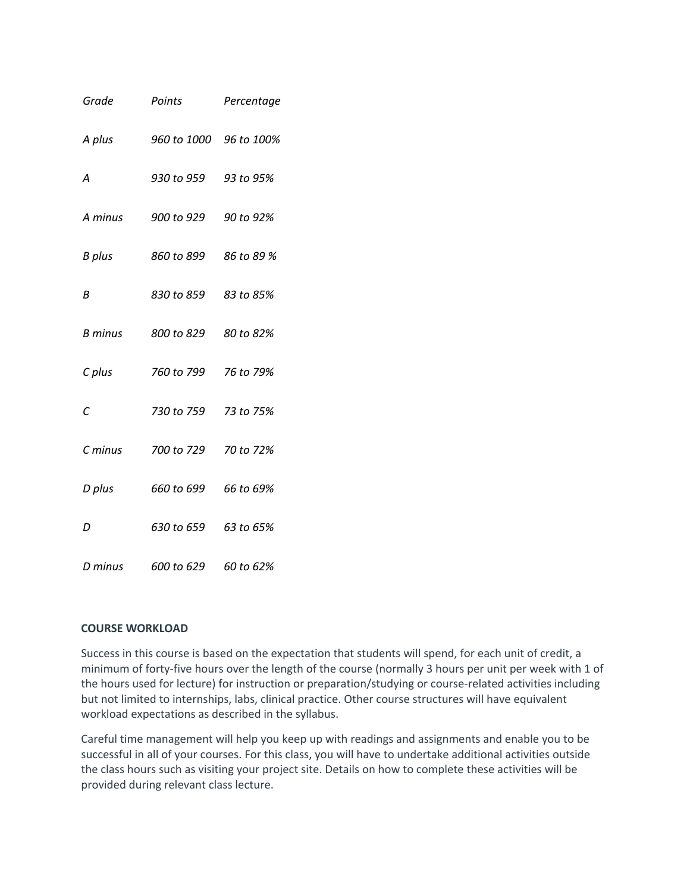| *Grade* | *Points* | *Percentage* |
| --- | --- | --- |
| *A plus* | *960 to 1000* | *96 to 100%* |
| *A* | *930 to 959* | *93 to 95%* |
| *A minus* | *900 to 929* | *90 to 92%* |
| *B plus* | *860 to 899* | *86 to 89 %* |
| *B* | *830 to 859* | *83 to 85%* |
| *B minus* | *800 to 829* | *80 to 82%* |
| *C plus* | *760 to 799* | *76 to 79%* |
| *C* | *730 to 759* | *73 to 75%* |
| *C minus* | *700 to 729* | *70 to 72%* |
| *D plus* | *660 to 699* | *66 to 69%* |
| *D* | *630 to 659* | *63 to 65%* |
| *D minus* | *600 to 629* | *60 to 62%* |

**COURSE WORKLOAD**

Success in this course is based on the expectation that students will spend, for each unit of credit, a minimum of forty-five hours over the length of the course (normally 3 hours per unit per week with 1 of the hours used for lecture) for instruction or preparation/studying or course-related activities including but not limited to internships, labs, clinical practice. Other course structures will have equivalent workload expectations as described in the syllabus.

Careful time management will help you keep up with readings and assignments and enable you to be successful in all of your courses. For this class, you will have to undertake additional activities outside the class hours such as visiting your project site. Details on how to complete these activities will be provided during relevant class lecture.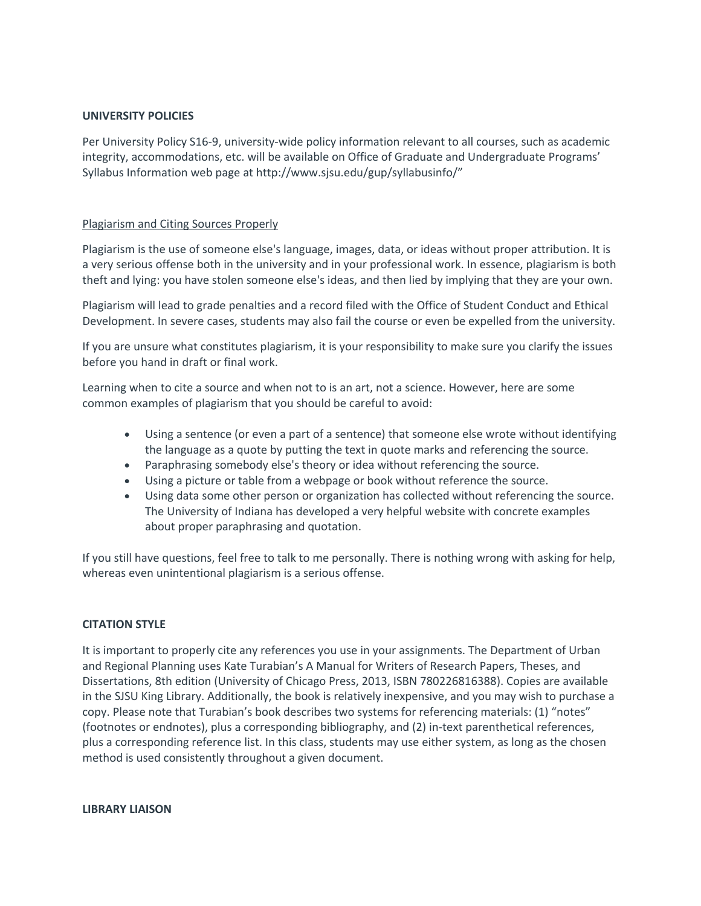**UNIVERSITY POLICIES**

Per University Policy S16-9, university-wide policy information relevant to all courses, such as academic integrity, accommodations, etc. will be available on Office of Graduate and Undergraduate Programs' Syllabus Information web page at http://www.sjsu.edu/gup/syllabusinfo/"

Plagiarism and Citing Sources Properly

Plagiarism is the use of someone else's language, images, data, or ideas without proper attribution. It is a very serious offense both in the university and in your professional work. In essence, plagiarism is both theft and lying: you have stolen someone else's ideas, and then lied by implying that they are your own.

Plagiarism will lead to grade penalties and a record filed with the Office of Student Conduct and Ethical Development. In severe cases, students may also fail the course or even be expelled from the university.

If you are unsure what constitutes plagiarism, it is your responsibility to make sure you clarify the issues before you hand in draft or final work.

Learning when to cite a source and when not to is an art, not a science. However, here are some common examples of plagiarism that you should be careful to avoid:

- Using a sentence (or even a part of a sentence) that someone else wrote without identifying the language as a quote by putting the text in quote marks and referencing the source.
- Paraphrasing somebody else's theory or idea without referencing the source.
- Using a picture or table from a webpage or book without reference the source.
- Using data some other person or organization has collected without referencing the source. The University of Indiana has developed a very helpful website with concrete examples about proper paraphrasing and quotation.

If you still have questions, feel free to talk to me personally. There is nothing wrong with asking for help, whereas even unintentional plagiarism is a serious offense.

**CITATION STYLE**

It is important to properly cite any references you use in your assignments. The Department of Urban and Regional Planning uses Kate Turabian's A Manual for Writers of Research Papers, Theses, and Dissertations, 8th edition (University of Chicago Press, 2013, ISBN 780226816388). Copies are available in the SJSU King Library. Additionally, the book is relatively inexpensive, and you may wish to purchase a copy. Please note that Turabian's book describes two systems for referencing materials: (1) "notes" (footnotes or endnotes), plus a corresponding bibliography, and (2) in-text parenthetical references, plus a corresponding reference list. In this class, students may use either system, as long as the chosen method is used consistently throughout a given document.

**LIBRARY LIAISON**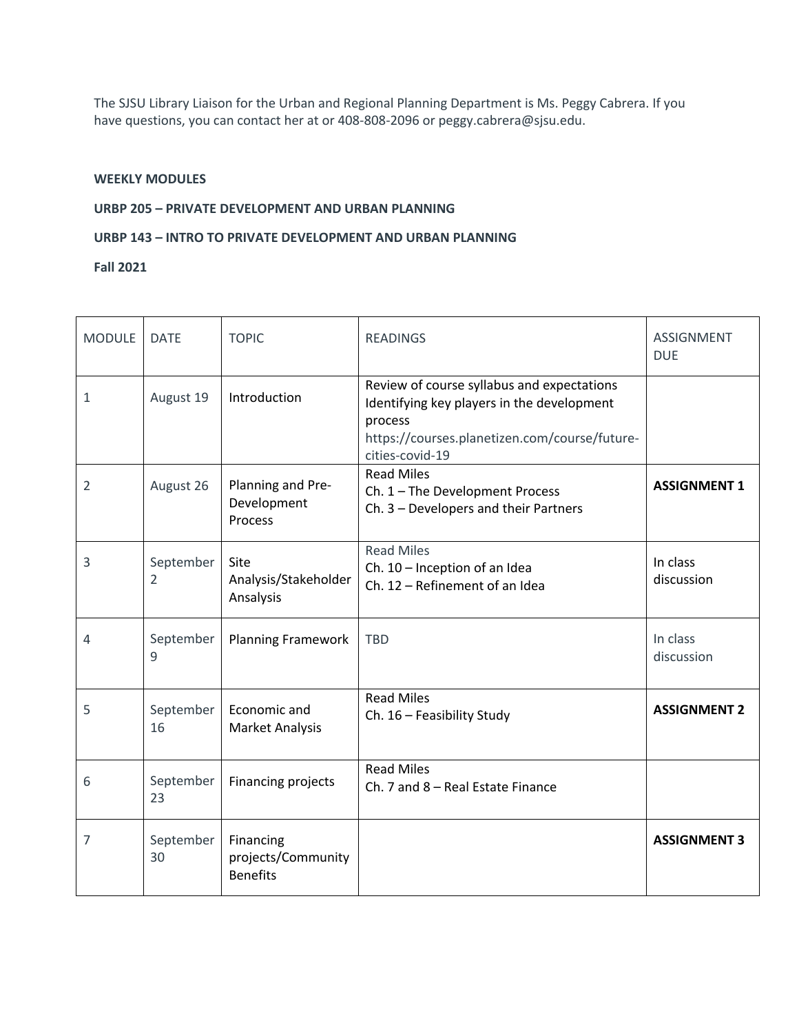The SJSU Library Liaison for the Urban and Regional Planning Department is Ms. Peggy Cabrera. If you have questions, you can contact her at or 408-808-2096 or peggy.cabrera@sjsu.edu.

**WEEKLY MODULES**

**URBP 205 – PRIVATE DEVELOPMENT AND URBAN PLANNING**

**URBP 143 – INTRO TO PRIVATE DEVELOPMENT AND URBAN PLANNING**

**Fall 2021**

| MODULE | DATE | TOPIC | READINGS | ASSIGNMENT DUE |
|---|---|---|---|---|
| 1 | August 19 | Introduction | Review of course syllabus and expectations<br>Identifying key players in the development process<br>https://courses.planetizen.com/course/future-cities-covid-19 | |
| 2 | August 26 | Planning and Pre-Development Process | Read Miles<br>Ch. 1 – The Development Process<br>Ch. 3 – Developers and their Partners | **ASSIGNMENT 1** |
| 3 | September 2 | Site Analysis/Stakeholder Ansalysis | Read Miles<br>Ch. 10 – Inception of an Idea<br>Ch. 12 – Refinement of an Idea | In class discussion |
| 4 | September 9 | Planning Framework | TBD | In class discussion |
| 5 | September 16 | Economic and Market Analysis | Read Miles<br>Ch. 16 – Feasibility Study | **ASSIGNMENT 2** |
| 6 | September 23 | Financing projects | Read Miles<br>Ch. 7 and 8 – Real Estate Finance | |
| 7 | September 30 | Financing projects/Community Benefits | | **ASSIGNMENT 3** |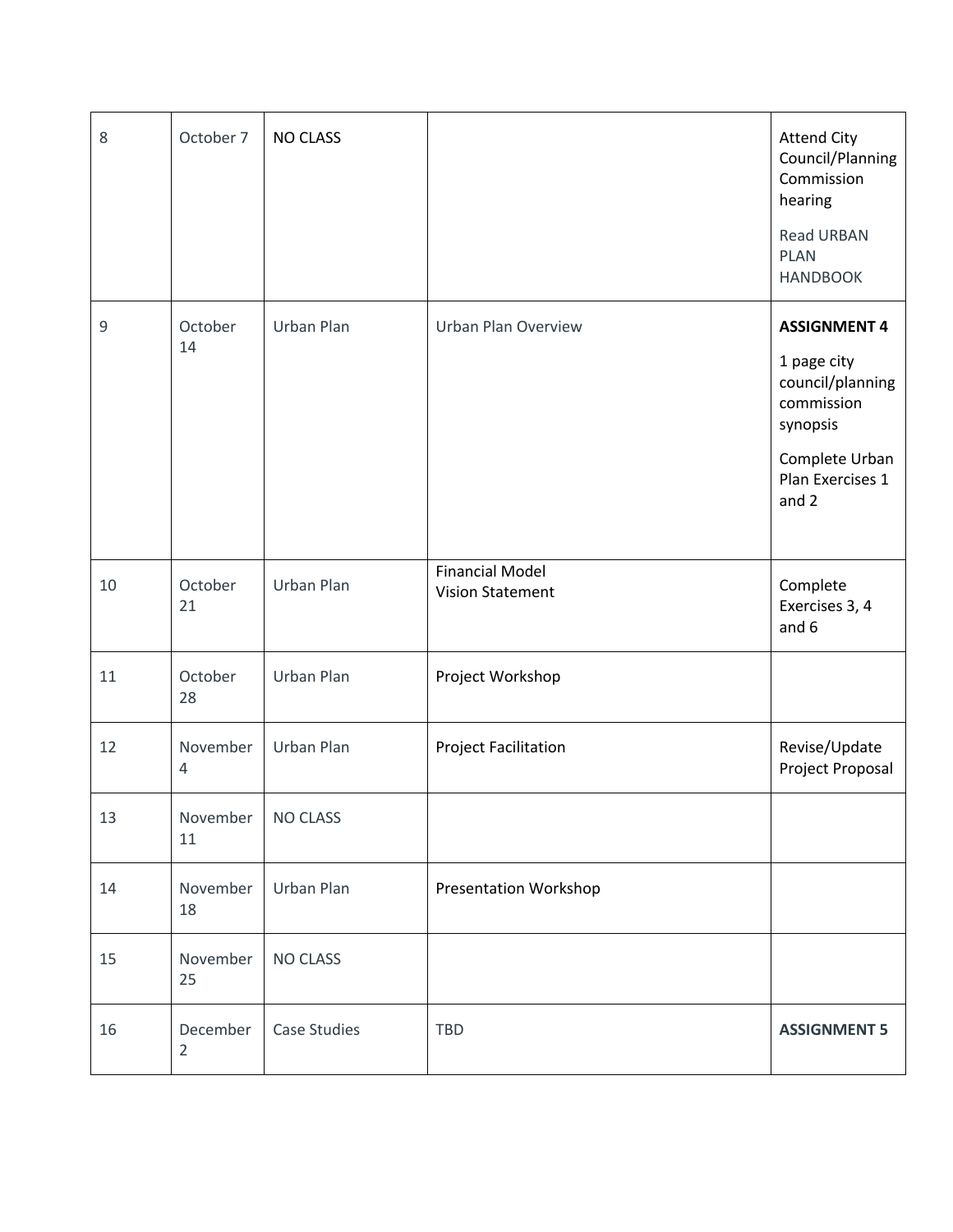| | | | | |
|---|---|---|---|---|
| 8 | October 7 | NO CLASS | | Attend City Council/Planning Commission hearing<br><br>Read URBAN PLAN HANDBOOK |
| 9 | October 14 | Urban Plan | Urban Plan Overview | **ASSIGNMENT 4**<br><br>1 page city council/planning commission synopsis<br><br>Complete Urban Plan Exercises 1 and 2 |
| 10 | October 21 | Urban Plan | Financial Model<br>Vision Statement | Complete Exercises 3, 4 and 6 |
| 11 | October 28 | Urban Plan | Project Workshop | |
| 12 | November 4 | Urban Plan | Project Facilitation | Revise/Update Project Proposal |
| 13 | November 11 | NO CLASS | | |
| 14 | November 18 | Urban Plan | Presentation Workshop | |
| 15 | November 25 | NO CLASS | | |
| 16 | December 2 | Case Studies | TBD | **ASSIGNMENT 5** |